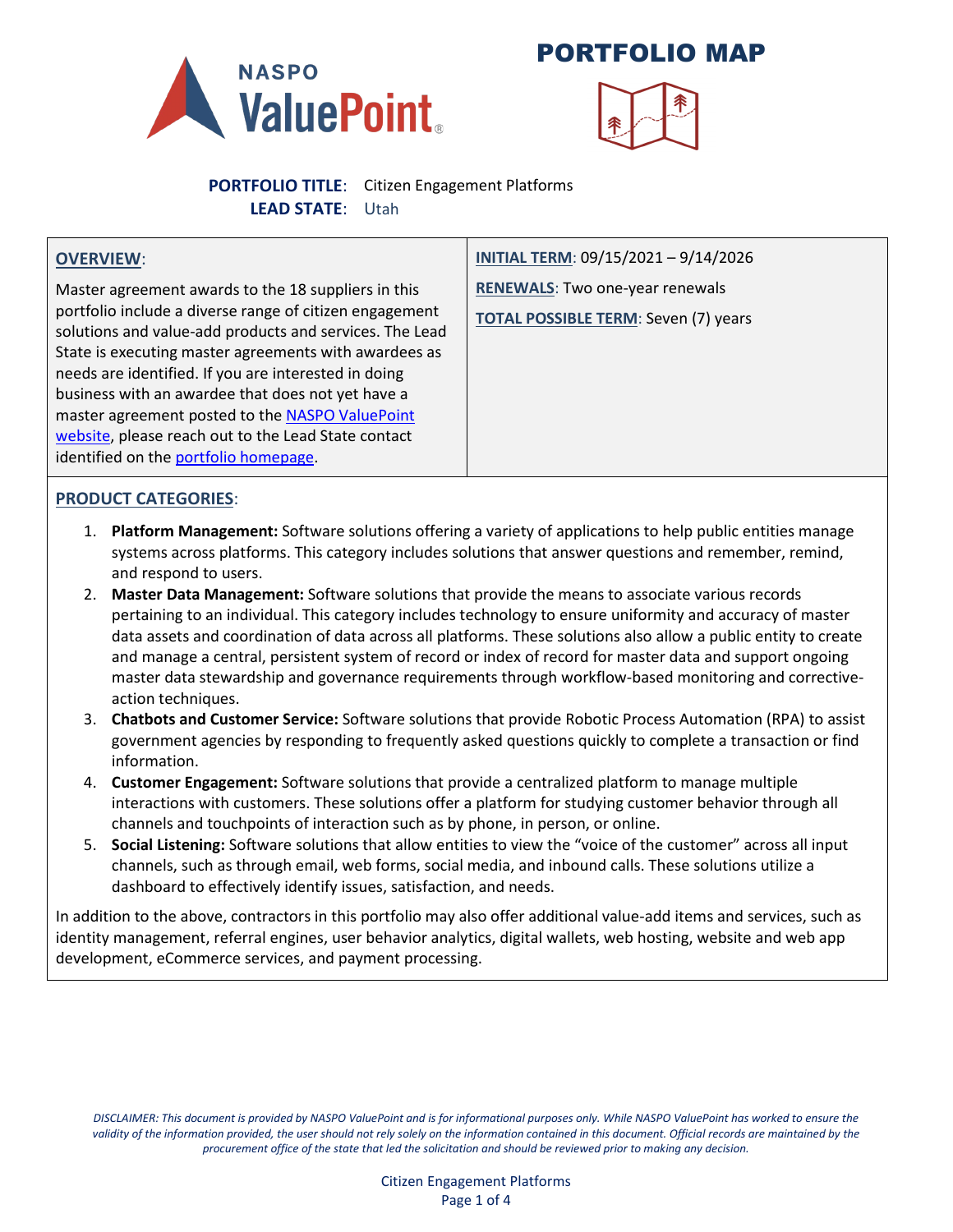# PORTFOLIO MAP

**PORTFOLIO TITLE**: Citizen Engagement Platforms
**LEAD STATE**: Utah

## OVERVIEW:

Master agreement awards to the 18 suppliers in this portfolio include a diverse range of citizen engagement solutions and value-add products and services. The Lead State is executing master agreements with awardees as needs are identified. If you are interested in doing business with an awardee that does not yet have a master agreement posted to the NASPO ValuePoint website, please reach out to the Lead State contact identified on the portfolio homepage.

**INITIAL TERM**: 09/15/2021 – 9/14/2026

**RENEWALS**: Two one-year renewals

**TOTAL POSSIBLE TERM**: Seven (7) years

## PRODUCT CATEGORIES:

1. **Platform Management:** Software solutions offering a variety of applications to help public entities manage systems across platforms. This category includes solutions that answer questions and remember, remind, and respond to users.
2. **Master Data Management:** Software solutions that provide the means to associate various records pertaining to an individual. This category includes technology to ensure uniformity and accuracy of master data assets and coordination of data across all platforms. These solutions also allow a public entity to create and manage a central, persistent system of record or index of record for master data and support ongoing master data stewardship and governance requirements through workflow-based monitoring and corrective-action techniques.
3. **Chatbots and Customer Service:** Software solutions that provide Robotic Process Automation (RPA) to assist government agencies by responding to frequently asked questions quickly to complete a transaction or find information.
4. **Customer Engagement:** Software solutions that provide a centralized platform to manage multiple interactions with customers. These solutions offer a platform for studying customer behavior through all channels and touchpoints of interaction such as by phone, in person, or online.
5. **Social Listening:** Software solutions that allow entities to view the "voice of the customer" across all input channels, such as through email, web forms, social media, and inbound calls. These solutions utilize a dashboard to effectively identify issues, satisfaction, and needs.

In addition to the above, contractors in this portfolio may also offer additional value-add items and services, such as identity management, referral engines, user behavior analytics, digital wallets, web hosting, website and web app development, eCommerce services, and payment processing.

*DISCLAIMER: This document is provided by NASPO ValuePoint and is for informational purposes only. While NASPO ValuePoint has worked to ensure the validity of the information provided, the user should not rely solely on the information contained in this document. Official records are maintained by the procurement office of the state that led the solicitation and should be reviewed prior to making any decision.*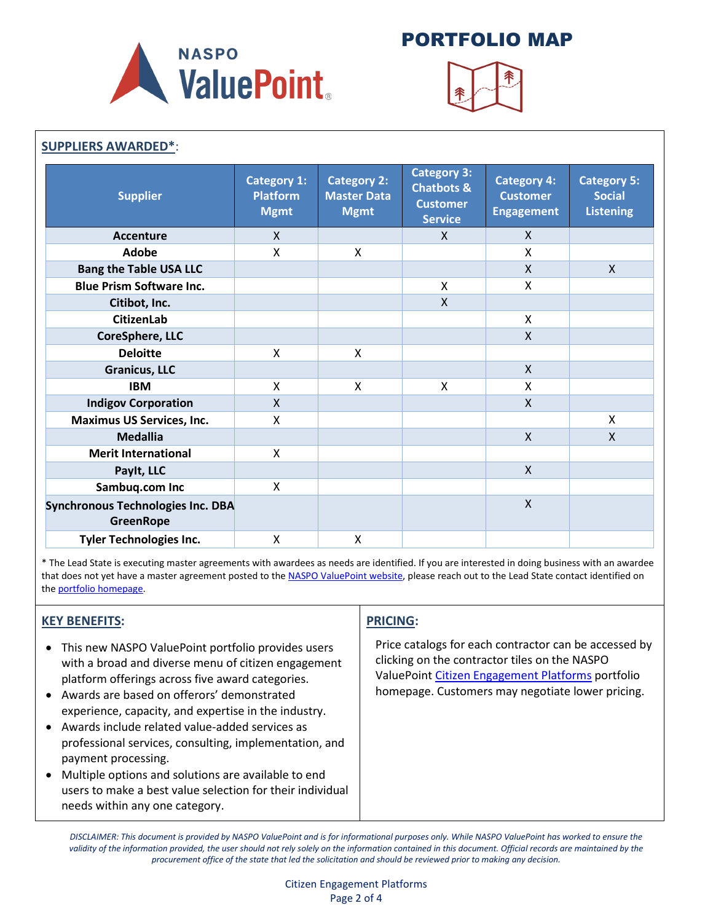# NASPO ValuePoint

# PORTFOLIO MAP

## SUPPLIERS AWARDED*:

| Supplier | Category 1: Platform Mgmt | Category 2: Master Data Mgmt | Category 3: Chatbots & Customer Service | Category 4: Customer Engagement | Category 5: Social Listening |
|---|---|---|---|---|---|
| **Accenture** | X | | X | X | |
| **Adobe** | X | X | | X | |
| **Bang the Table USA LLC** | | | | X | X |
| **Blue Prism Software Inc.** | | | X | X | |
| **Citibot, Inc.** | | | X | | |
| **CitizenLab** | | | | X | |
| **CoreSphere, LLC** | | | | X | |
| **Deloitte** | X | X | | | |
| **Granicus, LLC** | | | | X | |
| **IBM** | X | X | X | X | |
| **Indigov Corporation** | X | | | X | |
| **Maximus US Services, Inc.** | X | | | | X |
| **Medallia** | | | | X | X |
| **Merit International** | X | | | | |
| **PayIt, LLC** | | | | X | |
| **Sambuq.com Inc** | X | | | | |
| **Synchronous Technologies Inc. DBA GreenRope** | | | | X | |
| **Tyler Technologies Inc.** | X | X | | | |

* The Lead State is executing master agreements with awardees as needs are identified. If you are interested in doing business with an awardee that does not yet have a master agreement posted to the NASPO ValuePoint website, please reach out to the Lead State contact identified on the portfolio homepage.

## KEY BENEFITS:

- This new NASPO ValuePoint portfolio provides users with a broad and diverse menu of citizen engagement platform offerings across five award categories.
- Awards are based on offerors' demonstrated experience, capacity, and expertise in the industry.
- Awards include related value-added services as professional services, consulting, implementation, and payment processing.
- Multiple options and solutions are available to end users to make a best value selection for their individual needs within any one category.

## PRICING:

Price catalogs for each contractor can be accessed by clicking on the contractor tiles on the NASPO ValuePoint Citizen Engagement Platforms portfolio homepage. Customers may negotiate lower pricing.

*DISCLAIMER: This document is provided by NASPO ValuePoint and is for informational purposes only. While NASPO ValuePoint has worked to ensure the validity of the information provided, the user should not rely solely on the information contained in this document. Official records are maintained by the procurement office of the state that led the solicitation and should be reviewed prior to making any decision.*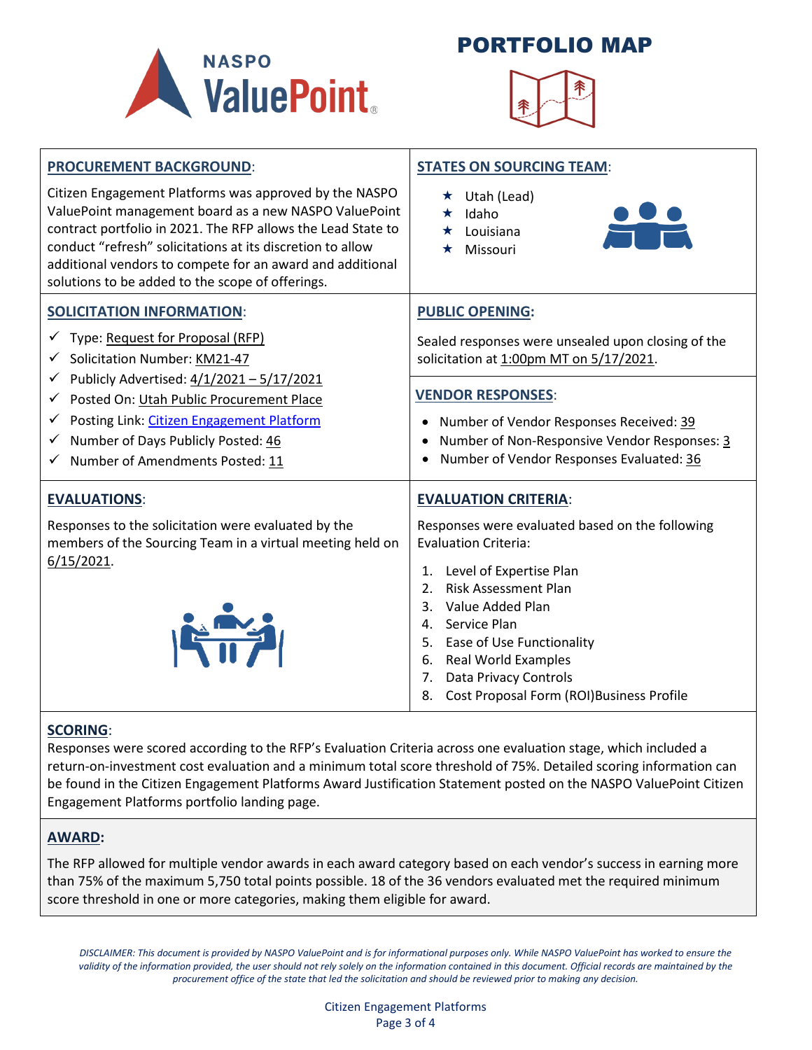# PORTFOLIO MAP

## PROCUREMENT BACKGROUND:

Citizen Engagement Platforms was approved by the NASPO ValuePoint management board as a new NASPO ValuePoint contract portfolio in 2021. The RFP allows the Lead State to conduct "refresh" solicitations at its discretion to allow additional vendors to compete for an award and additional solutions to be added to the scope of offerings.

## STATES ON SOURCING TEAM:

- ★ Utah (Lead)
- ★ Idaho
- ★ Louisiana
- ★ Missouri

## SOLICITATION INFORMATION:

- ✓ Type: Request for Proposal (RFP)
- ✓ Solicitation Number: KM21-47
- ✓ Publicly Advertised: 4/1/2021 – 5/17/2021
- ✓ Posted On: Utah Public Procurement Place
- ✓ Posting Link: [Citizen Engagement Platform]
- ✓ Number of Days Publicly Posted: 46
- ✓ Number of Amendments Posted: 11

## PUBLIC OPENING:

Sealed responses were unsealed upon closing of the solicitation at 1:00pm MT on 5/17/2021.

## VENDOR RESPONSES:

- Number of Vendor Responses Received: 39
- Number of Non-Responsive Vendor Responses: 3
- Number of Vendor Responses Evaluated: 36

## EVALUATIONS:

Responses to the solicitation were evaluated by the members of the Sourcing Team in a virtual meeting held on 6/15/2021.

## EVALUATION CRITERIA:

Responses were evaluated based on the following Evaluation Criteria:

1. Level of Expertise Plan
2. Risk Assessment Plan
3. Value Added Plan
4. Service Plan
5. Ease of Use Functionality
6. Real World Examples
7. Data Privacy Controls
8. Cost Proposal Form (ROI)Business Profile

## SCORING:

Responses were scored according to the RFP's Evaluation Criteria across one evaluation stage, which included a return-on-investment cost evaluation and a minimum total score threshold of 75%. Detailed scoring information can be found in the Citizen Engagement Platforms Award Justification Statement posted on the NASPO ValuePoint Citizen Engagement Platforms portfolio landing page.

## AWARD:

The RFP allowed for multiple vendor awards in each award category based on each vendor's success in earning more than 75% of the maximum 5,750 total points possible. 18 of the 36 vendors evaluated met the required minimum score threshold in one or more categories, making them eligible for award.

*DISCLAIMER: This document is provided by NASPO ValuePoint and is for informational purposes only. While NASPO ValuePoint has worked to ensure the validity of the information provided, the user should not rely solely on the information contained in this document. Official records are maintained by the procurement office of the state that led the solicitation and should be reviewed prior to making any decision.*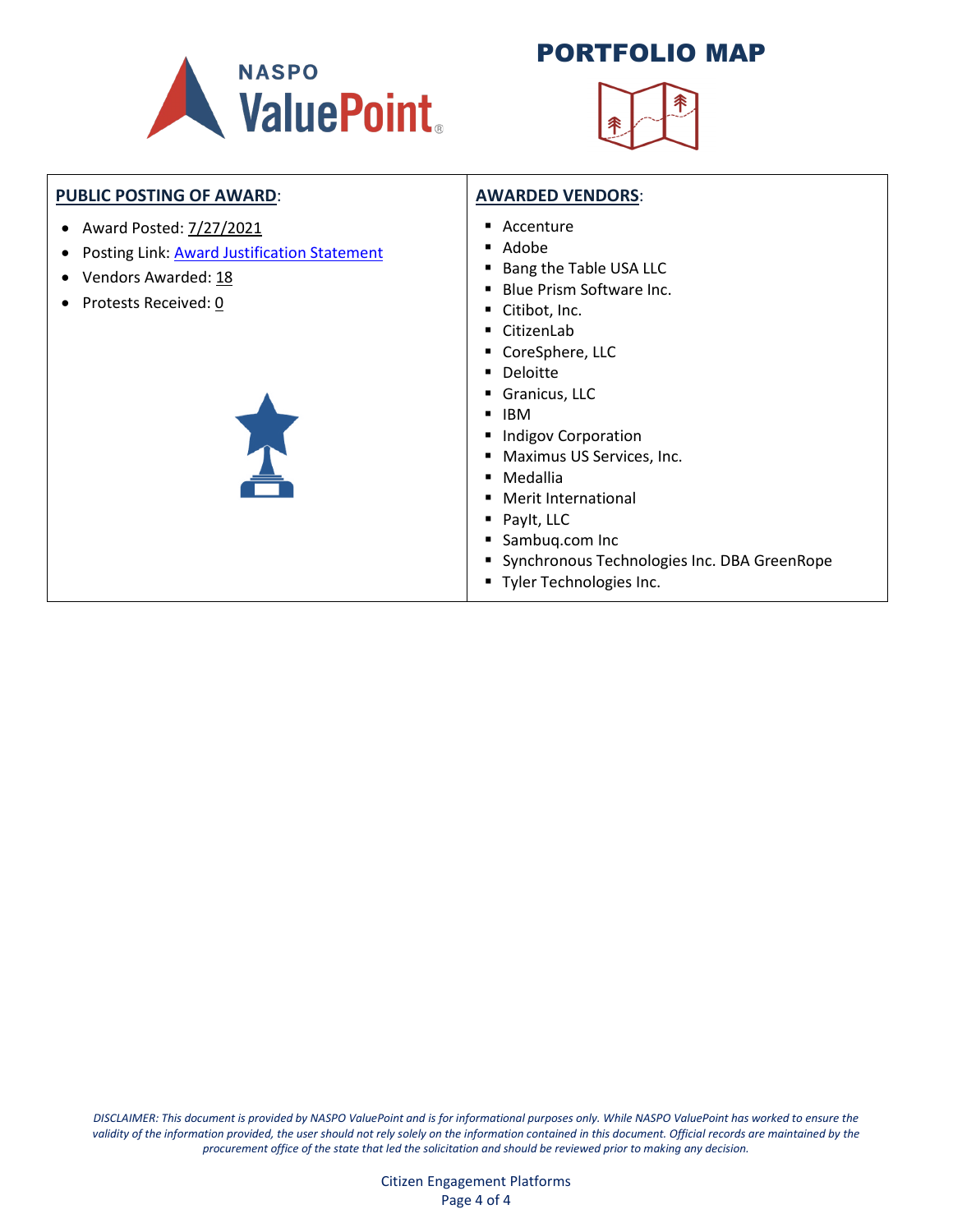# PORTFOLIO MAP

| **PUBLIC POSTING OF AWARD**: | **AWARDED VENDORS**: |
|---|---|
| • Award Posted: 7/27/2021<br>• Posting Link: [Award Justification Statement]<br>• Vendors Awarded: 18<br>• Protests Received: 0 | ▪ Accenture<br>▪ Adobe<br>▪ Bang the Table USA LLC<br>▪ Blue Prism Software Inc.<br>▪ Citibot, Inc.<br>▪ CitizenLab<br>▪ CoreSphere, LLC<br>▪ Deloitte<br>▪ Granicus, LLC<br>▪ IBM<br>▪ Indigov Corporation<br>▪ Maximus US Services, Inc.<br>▪ Medallia<br>▪ Merit International<br>▪ PayIt, LLC<br>▪ Sambuq.com Inc<br>▪ Synchronous Technologies Inc. DBA GreenRope<br>▪ Tyler Technologies Inc. |

*DISCLAIMER: This document is provided by NASPO ValuePoint and is for informational purposes only. While NASPO ValuePoint has worked to ensure the validity of the information provided, the user should not rely solely on the information contained in this document. Official records are maintained by the procurement office of the state that led the solicitation and should be reviewed prior to making any decision.*

Citizen Engagement Platforms